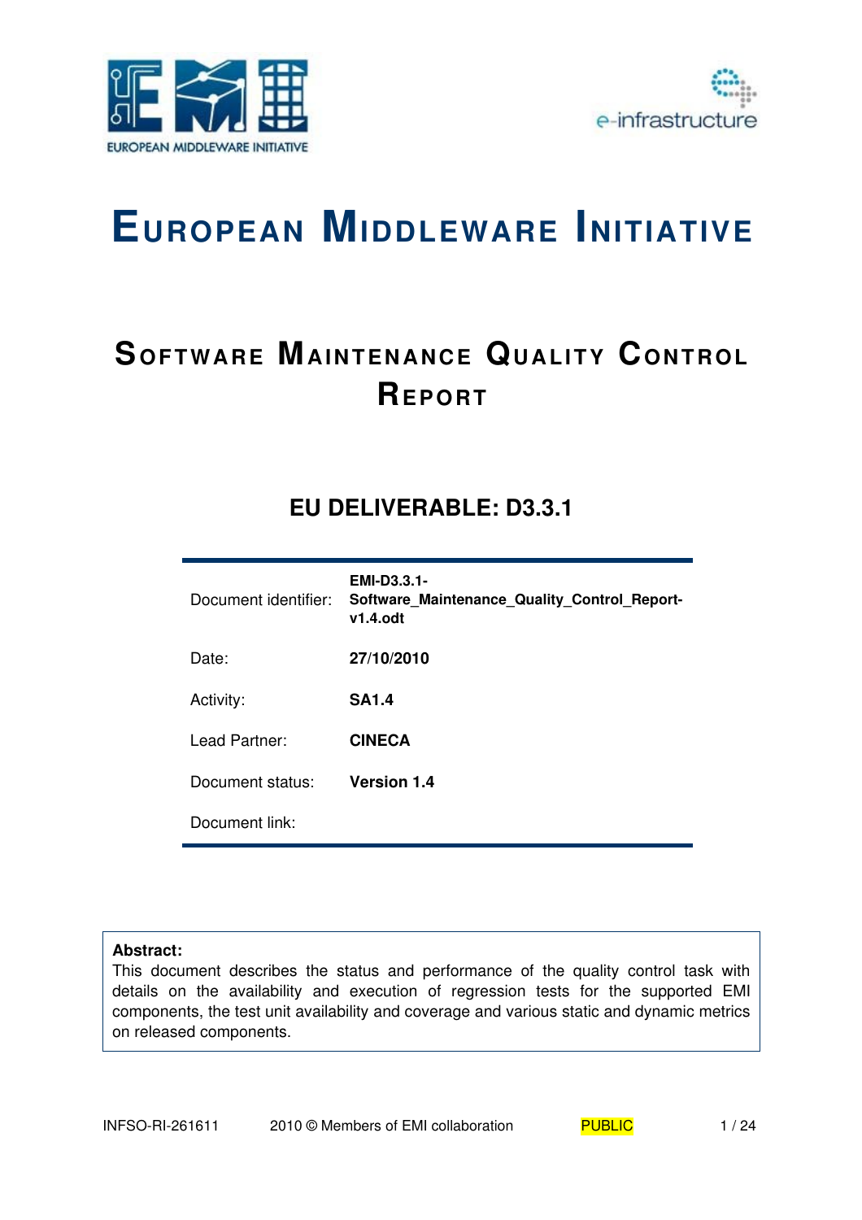# EUROPEAN MIDDLEWARE INITIATIVE

## SOFTWARE MAINTENANCE QUALITY CONTROL REPORT

### EU DELIVERABLE: D3.3.1

| | |
|---|---|
| Document identifier: | **EMI-D3.3.1-Software_Maintenance_Quality_Control_Report-v1.4.odt** |
| Date: | **27/10/2010** |
| Activity: | **SA1.4** |
| Lead Partner: | **CINECA** |
| Document status: | **Version 1.4** |
| Document link: | |

**Abstract:**
This document describes the status and performance of the quality control task with details on the availability and execution of regression tests for the supported EMI components, the test unit availability and coverage and various static and dynamic metrics on released components.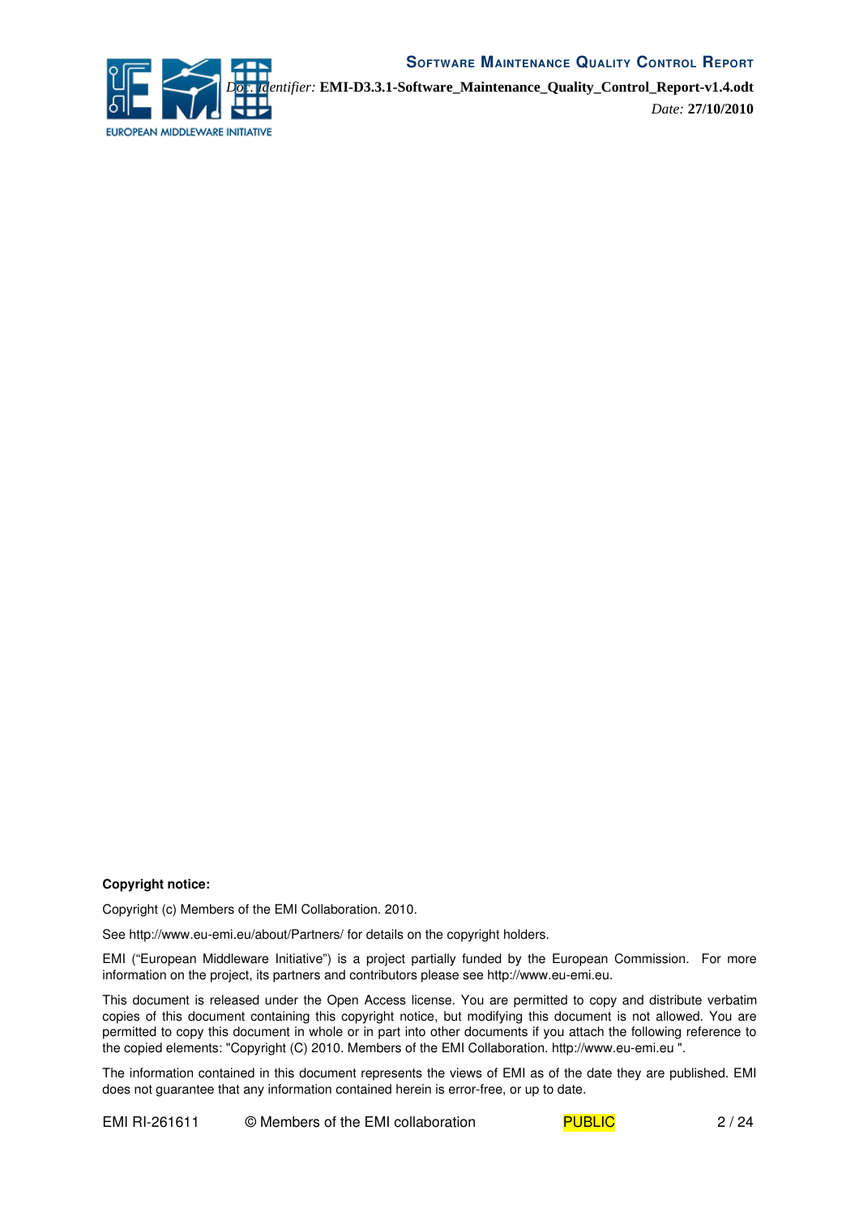**Copyright notice:**

Copyright (c) Members of the EMI Collaboration. 2010.

See http://www.eu-emi.eu/about/Partners/ for details on the copyright holders.

EMI ("European Middleware Initiative") is a project partially funded by the European Commission. For more information on the project, its partners and contributors please see http://www.eu-emi.eu.

This document is released under the Open Access license. You are permitted to copy and distribute verbatim copies of this document containing this copyright notice, but modifying this document is not allowed. You are permitted to copy this document in whole or in part into other documents if you attach the following reference to the copied elements: "Copyright (C) 2010. Members of the EMI Collaboration. http://www.eu-emi.eu ".

The information contained in this document represents the views of EMI as of the date they are published. EMI does not guarantee that any information contained herein is error-free, or up to date.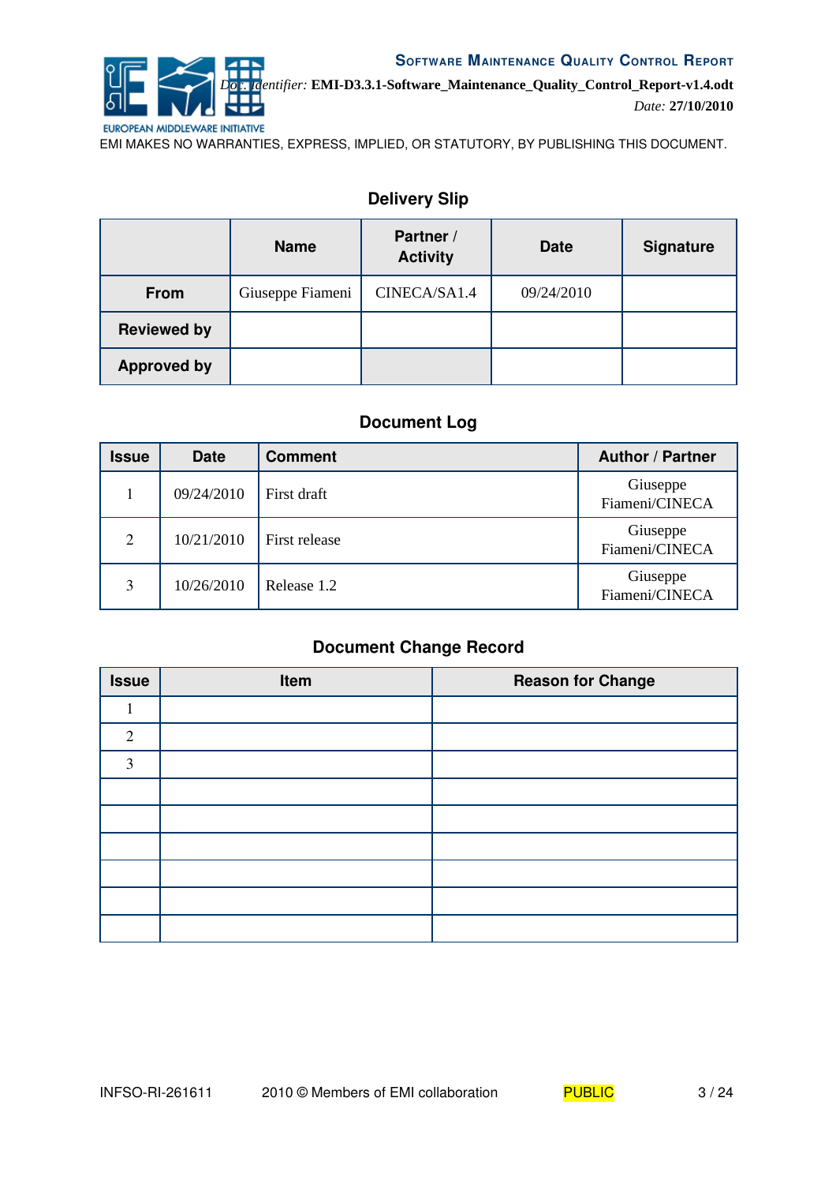## Delivery Slip

| | Name | Partner / Activity | Date | Signature |
|---|---|---|---|---|
| **From** | Giuseppe Fiameni | CINECA/SA1.4 | 09/24/2010 | |
| **Reviewed by** | | | | |
| **Approved by** | | | | |

## Document Log

| Issue | Date | Comment | Author / Partner |
|---|---|---|---|
| 1 | 09/24/2010 | First draft | Giuseppe Fiameni/CINECA |
| 2 | 10/21/2010 | First release | Giuseppe Fiameni/CINECA |
| 3 | 10/26/2010 | Release 1.2 | Giuseppe Fiameni/CINECA |

## Document Change Record

| Issue | Item | Reason for Change |
|---|---|---|
| 1 | | |
| 2 | | |
| 3 | | |
| | | |
| | | |
| | | |
| | | |
| | | |
| | | |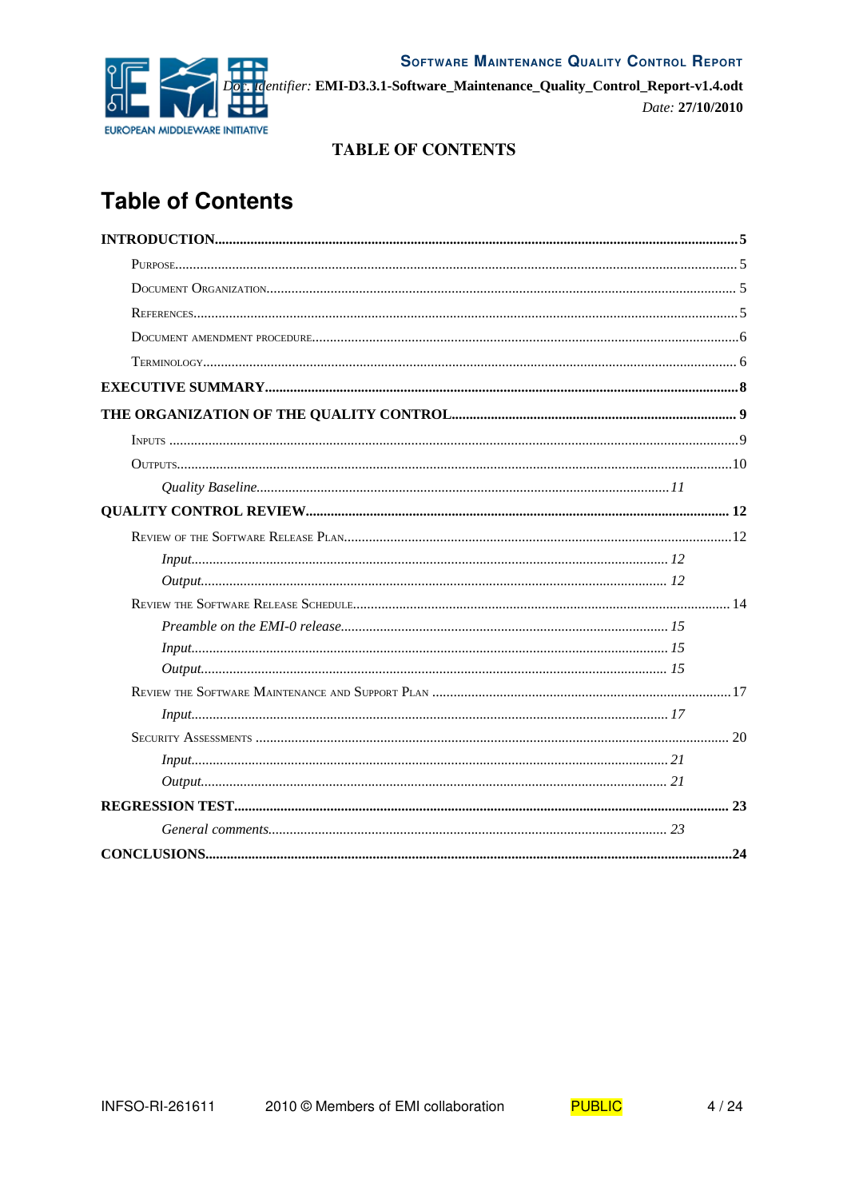# TABLE OF CONTENTS

# Table of Contents

**INTRODUCTION** ..... 5

- Purpose ..... 5
- Document Organization ..... 5
- References ..... 5
- Document amendment procedure ..... 6
- Terminology ..... 6

**EXECUTIVE SUMMARY** ..... 8

**THE ORGANIZATION OF THE QUALITY CONTROL** ..... 9

- Inputs ..... 9
- Outputs ..... 10
  - *Quality Baseline* ..... 11

**QUALITY CONTROL REVIEW** ..... 12

- Review of the Software Release Plan ..... 12
  - *Input* ..... 12
  - *Output* ..... 12
- Review the Software Release Schedule ..... 14
  - *Preamble on the EMI-0 release* ..... 15
  - *Input* ..... 15
  - *Output* ..... 15
- Review the Software Maintenance and Support Plan ..... 17
  - *Input* ..... 17
- Security Assessments ..... 20
  - *Input* ..... 21
  - *Output* ..... 21

**REGRESSION TEST** ..... 23

- *General comments* ..... 23

**CONCLUSIONS** ..... 24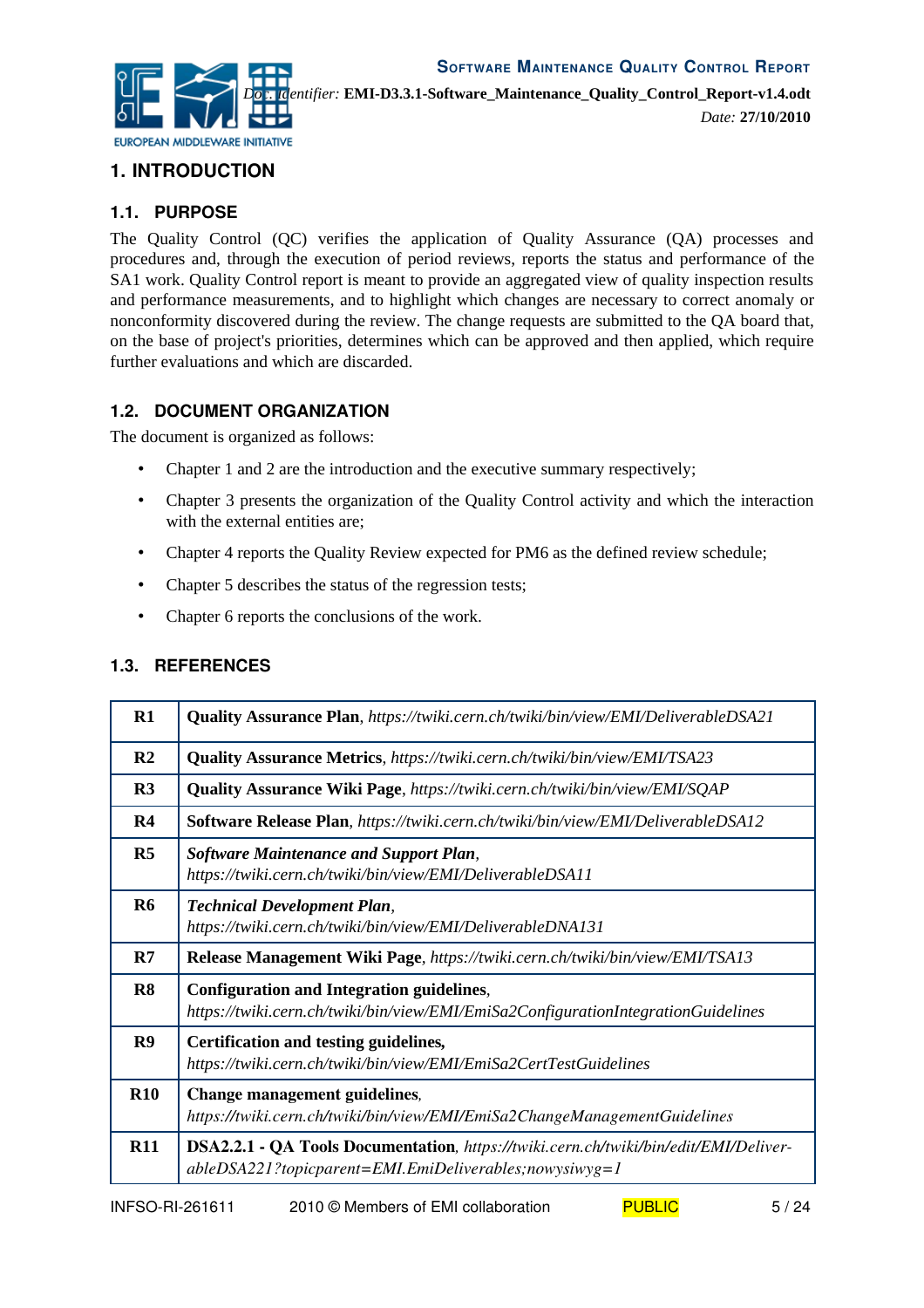# 1. INTRODUCTION

## 1.1. PURPOSE

The Quality Control (QC) verifies the application of Quality Assurance (QA) processes and procedures and, through the execution of period reviews, reports the status and performance of the SA1 work. Quality Control report is meant to provide an aggregated view of quality inspection results and performance measurements, and to highlight which changes are necessary to correct anomaly or nonconformity discovered during the review. The change requests are submitted to the QA board that, on the base of project's priorities, determines which can be approved and then applied, which require further evaluations and which are discarded.

## 1.2. DOCUMENT ORGANIZATION

The document is organized as follows:

- Chapter 1 and 2 are the introduction and the executive summary respectively;
- Chapter 3 presents the organization of the Quality Control activity and which the interaction with the external entities are;
- Chapter 4 reports the Quality Review expected for PM6 as the defined review schedule;
- Chapter 5 describes the status of the regression tests;
- Chapter 6 reports the conclusions of the work.

## 1.3. REFERENCES

| | |
|---|---|
| **R1** | **Quality Assurance Plan**, *https://twiki.cern.ch/twiki/bin/view/EMI/DeliverableDSA21* |
| **R2** | **Quality Assurance Metrics**, *https://twiki.cern.ch/twiki/bin/view/EMI/TSA23* |
| **R3** | **Quality Assurance Wiki Page**, *https://twiki.cern.ch/twiki/bin/view/EMI/SQAP* |
| **R4** | **Software Release Plan**, *https://twiki.cern.ch/twiki/bin/view/EMI/DeliverableDSA12* |
| **R5** | ***Software Maintenance and Support Plan***, *https://twiki.cern.ch/twiki/bin/view/EMI/DeliverableDSA11* |
| **R6** | ***Technical Development Plan***, *https://twiki.cern.ch/twiki/bin/view/EMI/DeliverableDNA131* |
| **R7** | **Release Management Wiki Page**, *https://twiki.cern.ch/twiki/bin/view/EMI/TSA13* |
| **R8** | **Configuration and Integration guidelines**, *https://twiki.cern.ch/twiki/bin/view/EMI/EmiSa2ConfigurationIntegrationGuidelines* |
| **R9** | **Certification and testing guidelines,** *https://twiki.cern.ch/twiki/bin/view/EMI/EmiSa2CertTestGuidelines* |
| **R10** | **Change management guidelines**, *https://twiki.cern.ch/twiki/bin/view/EMI/EmiSa2ChangeManagementGuidelines* |
| **R11** | **DSA2.2.1 - QA Tools Documentation**, *https://twiki.cern.ch/twiki/bin/edit/EMI/DeliverableDSA221?topicparent=EMI.EmiDeliverables;nowysiwyg=1* |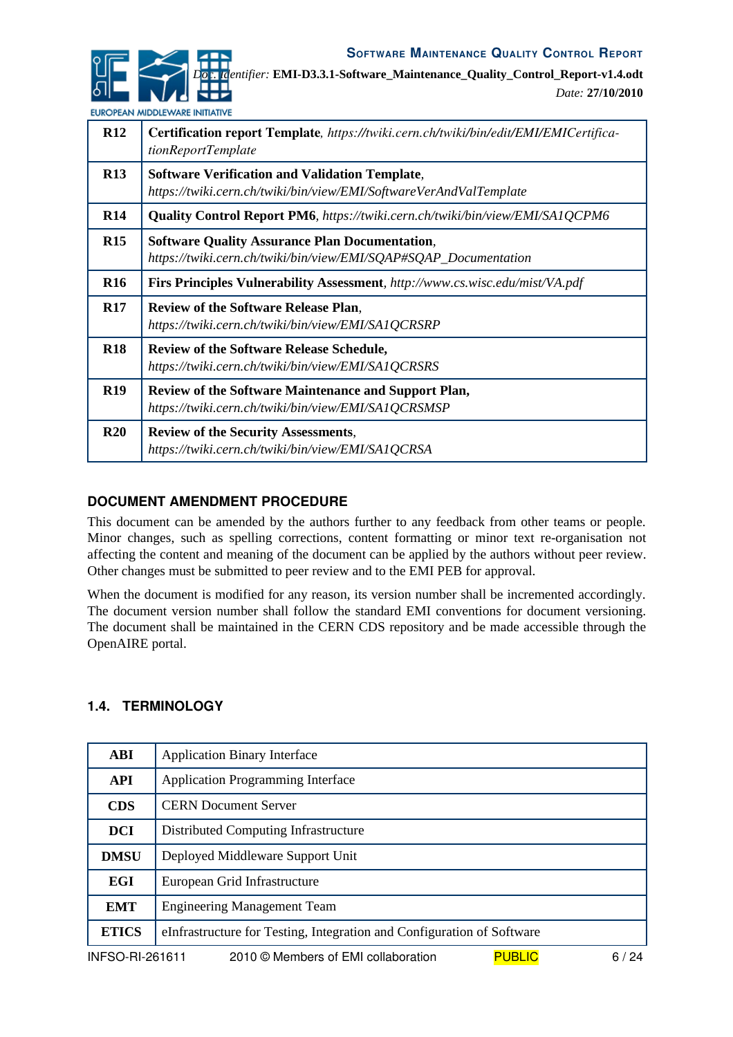| | |
|---|---|
| **R12** | **Certification report Template**, *https://twiki.cern.ch/twiki/bin/edit/EMI/EMICertificationReportTemplate* |
| **R13** | **Software Verification and Validation Template**, *https://twiki.cern.ch/twiki/bin/view/EMI/SoftwareVerAndValTemplate* |
| **R14** | **Quality Control Report PM6**, *https://twiki.cern.ch/twiki/bin/view/EMI/SA1QCPM6* |
| **R15** | **Software Quality Assurance Plan Documentation**, *https://twiki.cern.ch/twiki/bin/view/EMI/SQAP#SQAP_Documentation* |
| **R16** | **Firs Principles Vulnerability Assessment**, *http://www.cs.wisc.edu/mist/VA.pdf* |
| **R17** | **Review of the Software Release Plan**, *https://twiki.cern.ch/twiki/bin/view/EMI/SA1QCRSRP* |
| **R18** | **Review of the Software Release Schedule,** *https://twiki.cern.ch/twiki/bin/view/EMI/SA1QCRSRS* |
| **R19** | **Review of the Software Maintenance and Support Plan,** *https://twiki.cern.ch/twiki/bin/view/EMI/SA1QCRSMSP* |
| **R20** | **Review of the Security Assessments**, *https://twiki.cern.ch/twiki/bin/view/EMI/SA1QCRSA* |

### DOCUMENT AMENDMENT PROCEDURE

This document can be amended by the authors further to any feedback from other teams or people. Minor changes, such as spelling corrections, content formatting or minor text re-organisation not affecting the content and meaning of the document can be applied by the authors without peer review. Other changes must be submitted to peer review and to the EMI PEB for approval.

When the document is modified for any reason, its version number shall be incremented accordingly. The document version number shall follow the standard EMI conventions for document versioning. The document shall be maintained in the CERN CDS repository and be made accessible through the OpenAIRE portal.

## 1.4. TERMINOLOGY

| | |
|---|---|
| **ABI** | Application Binary Interface |
| **API** | Application Programming Interface |
| **CDS** | CERN Document Server |
| **DCI** | Distributed Computing Infrastructure |
| **DMSU** | Deployed Middleware Support Unit |
| **EGI** | European Grid Infrastructure |
| **EMT** | Engineering Management Team |
| **ETICS** | eInfrastructure for Testing, Integration and Configuration of Software |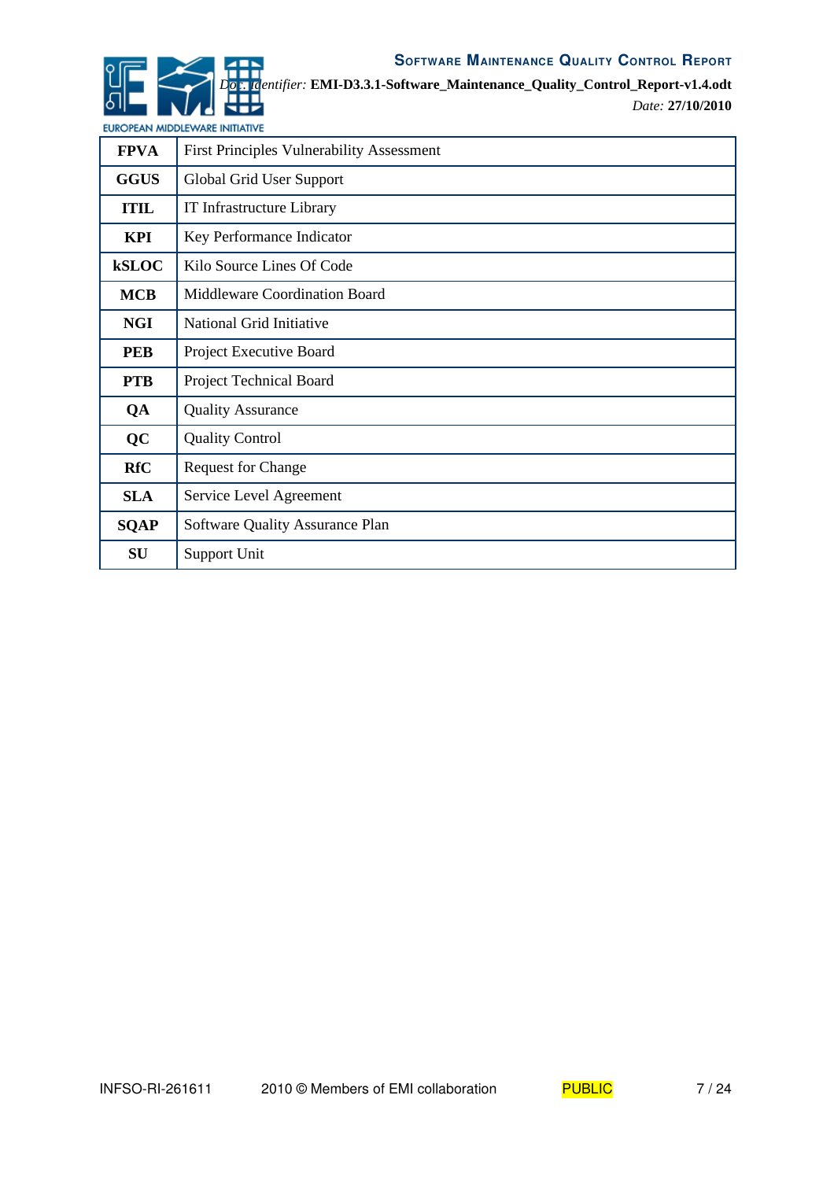| | |
|---|---|
| **FPVA** | First Principles Vulnerability Assessment |
| **GGUS** | Global Grid User Support |
| **ITIL** | IT Infrastructure Library |
| **KPI** | Key Performance Indicator |
| **kSLOC** | Kilo Source Lines Of Code |
| **MCB** | Middleware Coordination Board |
| **NGI** | National Grid Initiative |
| **PEB** | Project Executive Board |
| **PTB** | Project Technical Board |
| **QA** | Quality Assurance |
| **QC** | Quality Control |
| **RfC** | Request for Change |
| **SLA** | Service Level Agreement |
| **SQAP** | Software Quality Assurance Plan |
| **SU** | Support Unit |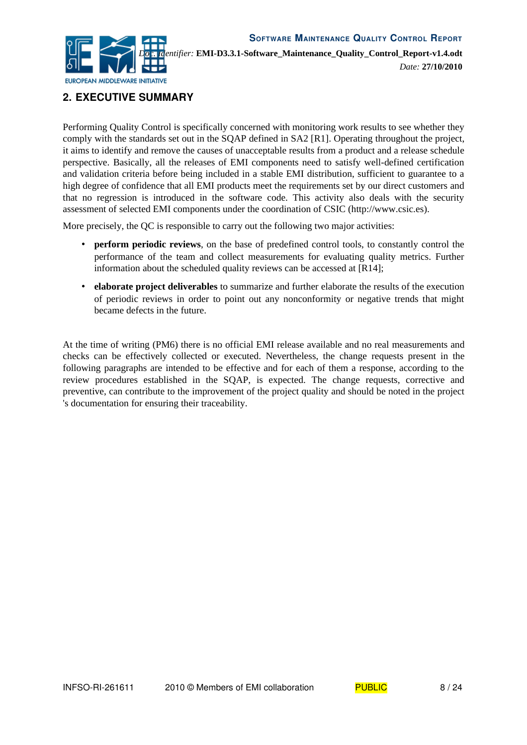## 2. EXECUTIVE SUMMARY

Performing Quality Control is specifically concerned with monitoring work results to see whether they comply with the standards set out in the SQAP defined in SA2 [R1]. Operating throughout the project, it aims to identify and remove the causes of unacceptable results from a product and a release schedule perspective. Basically, all the releases of EMI components need to satisfy well-defined certification and validation criteria before being included in a stable EMI distribution, sufficient to guarantee to a high degree of confidence that all EMI products meet the requirements set by our direct customers and that no regression is introduced in the software code. This activity also deals with the security assessment of selected EMI components under the coordination of CSIC (http://www.csic.es).

More precisely, the QC is responsible to carry out the following two major activities:

- **perform periodic reviews**, on the base of predefined control tools, to constantly control the performance of the team and collect measurements for evaluating quality metrics. Further information about the scheduled quality reviews can be accessed at [R14];
- **elaborate project deliverables** to summarize and further elaborate the results of the execution of periodic reviews in order to point out any nonconformity or negative trends that might became defects in the future.

At the time of writing (PM6) there is no official EMI release available and no real measurements and checks can be effectively collected or executed. Nevertheless, the change requests present in the following paragraphs are intended to be effective and for each of them a response, according to the review procedures established in the SQAP, is expected. The change requests, corrective and preventive, can contribute to the improvement of the project quality and should be noted in the project 's documentation for ensuring their traceability.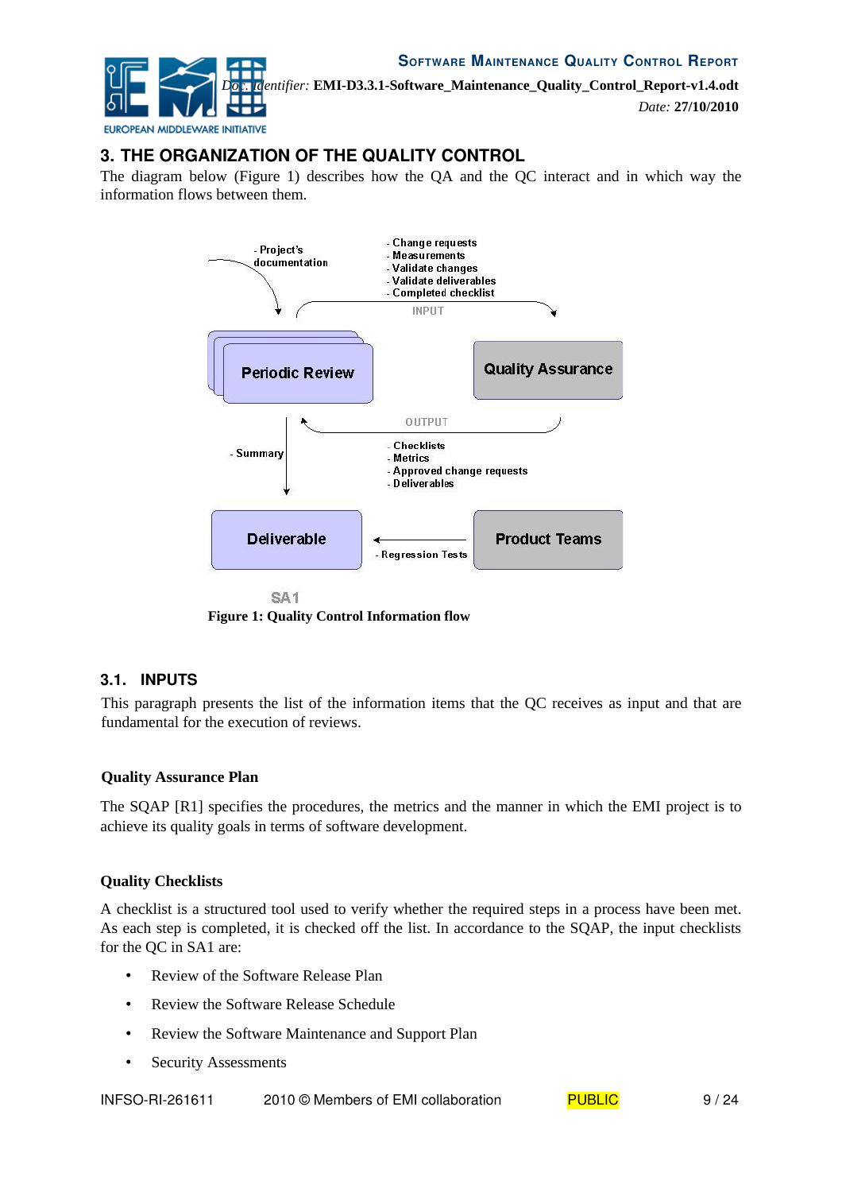# 3. THE ORGANIZATION OF THE QUALITY CONTROL

The diagram below (Figure 1) describes how the QA and the QC interact and in which way the information flows between them.

**Figure 1: Quality Control Information flow**

## 3.1. INPUTS

This paragraph presents the list of the information items that the QC receives as input and that are fundamental for the execution of reviews.

**Quality Assurance Plan**

The SQAP [R1] specifies the procedures, the metrics and the manner in which the EMI project is to achieve its quality goals in terms of software development.

**Quality Checklists**

A checklist is a structured tool used to verify whether the required steps in a process have been met. As each step is completed, it is checked off the list. In accordance to the SQAP, the input checklists for the QC in SA1 are:

- Review of the Software Release Plan
- Review the Software Release Schedule
- Review the Software Maintenance and Support Plan
- Security Assessments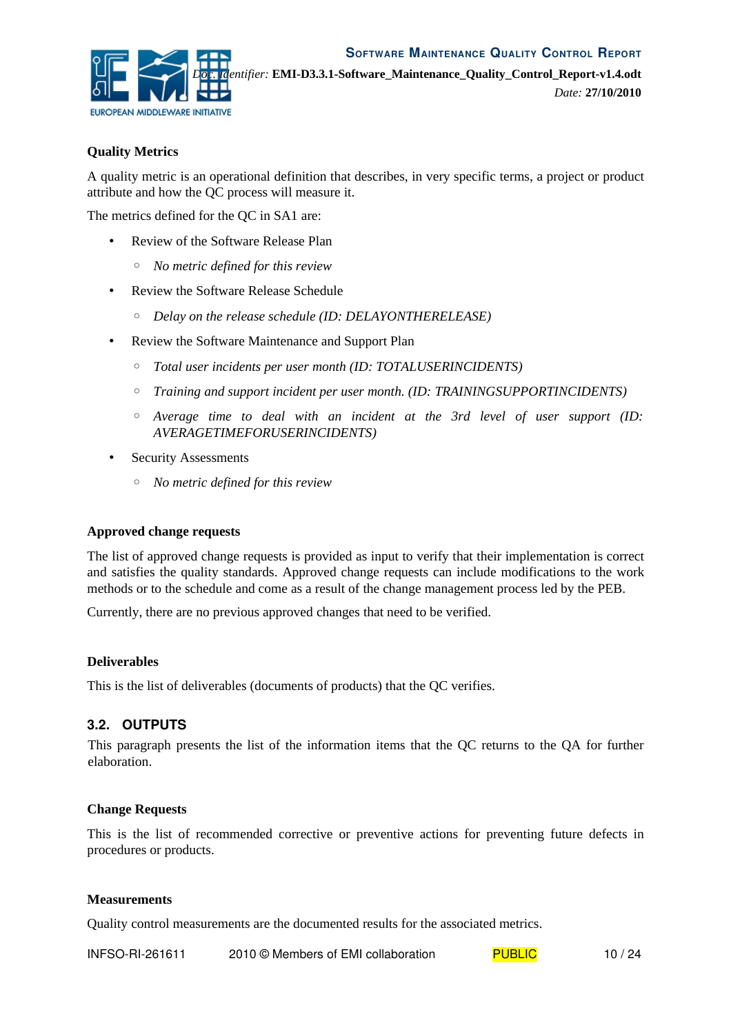**Quality Metrics**

A quality metric is an operational definition that describes, in very specific terms, a project or product attribute and how the QC process will measure it.

The metrics defined for the QC in SA1 are:

- Review of the Software Release Plan
    - *No metric defined for this review*
- Review the Software Release Schedule
    - *Delay on the release schedule (ID: DELAYONTHERELEASE)*
- Review the Software Maintenance and Support Plan
    - *Total user incidents per user month (ID: TOTALUSERINCIDENTS)*
    - *Training and support incident per user month. (ID: TRAININGSUPPORTINCIDENTS)*
    - *Average time to deal with an incident at the 3rd level of user support (ID: AVERAGETIMEFORUSERINCIDENTS)*
- Security Assessments
    - *No metric defined for this review*

**Approved change requests**

The list of approved change requests is provided as input to verify that their implementation is correct and satisfies the quality standards. Approved change requests can include modifications to the work methods or to the schedule and come as a result of the change management process led by the PEB.

Currently, there are no previous approved changes that need to be verified.

**Deliverables**

This is the list of deliverables (documents of products) that the QC verifies.

## 3.2. OUTPUTS

This paragraph presents the list of the information items that the QC returns to the QA for further elaboration.

**Change Requests**

This is the list of recommended corrective or preventive actions for preventing future defects in procedures or products.

**Measurements**

Quality control measurements are the documented results for the associated metrics.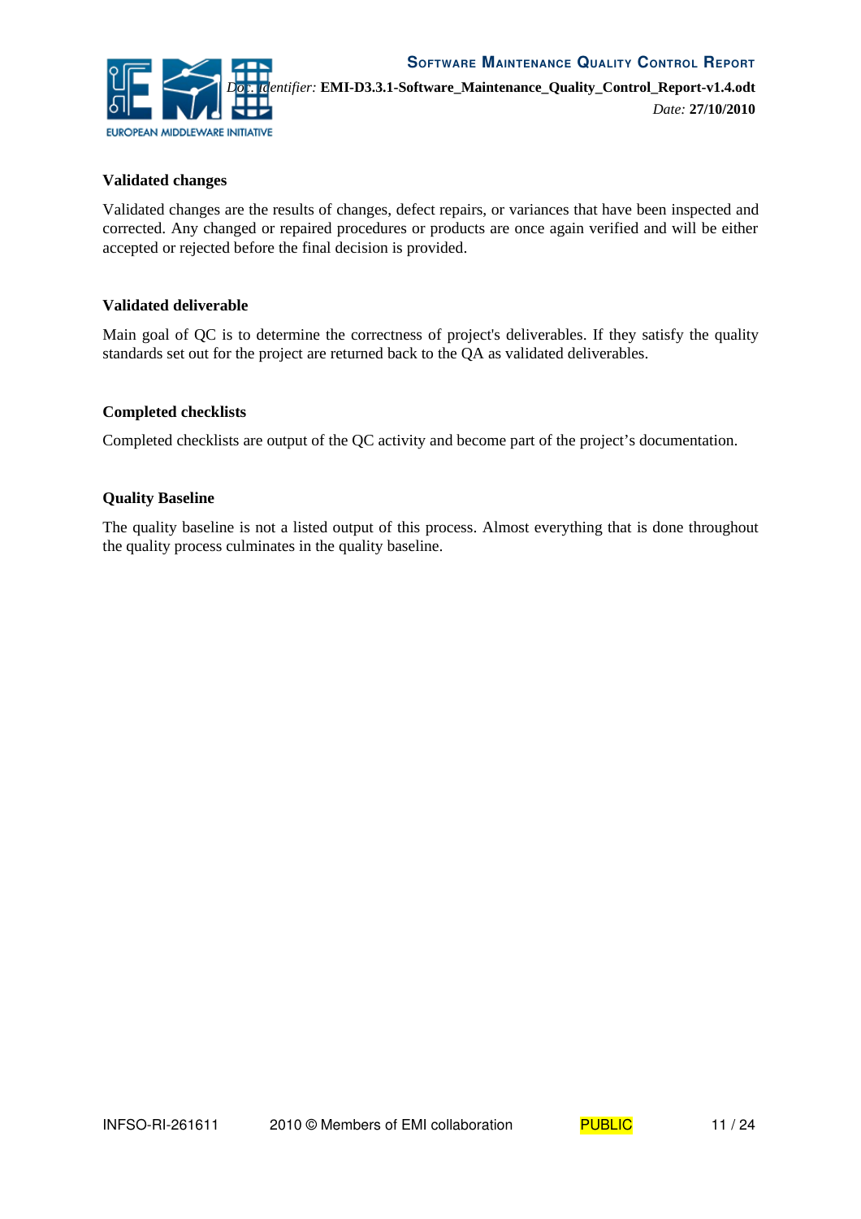#### Validated changes

Validated changes are the results of changes, defect repairs, or variances that have been inspected and corrected. Any changed or repaired procedures or products are once again verified and will be either accepted or rejected before the final decision is provided.

#### Validated deliverable

Main goal of QC is to determine the correctness of project's deliverables. If they satisfy the quality standards set out for the project are returned back to the QA as validated deliverables.

#### Completed checklists

Completed checklists are output of the QC activity and become part of the project’s documentation.

#### Quality Baseline

The quality baseline is not a listed output of this process. Almost everything that is done throughout the quality process culminates in the quality baseline.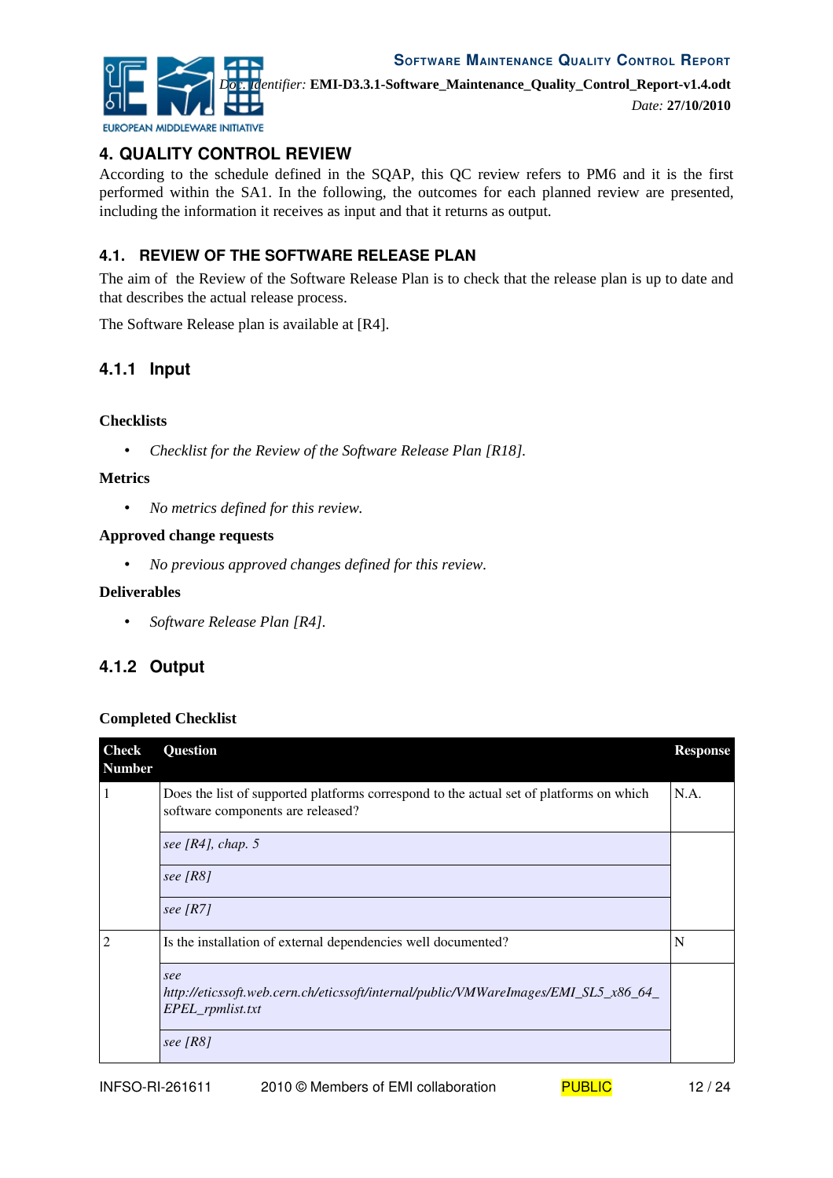# 4. QUALITY CONTROL REVIEW

According to the schedule defined in the SQAP, this QC review refers to PM6 and it is the first performed within the SA1. In the following, the outcomes for each planned review are presented, including the information it receives as input and that it returns as output.

## 4.1. REVIEW OF THE SOFTWARE RELEASE PLAN

The aim of the Review of the Software Release Plan is to check that the release plan is up to date and that describes the actual release process.

The Software Release plan is available at [R4].

### 4.1.1 Input

**Checklists**

- *Checklist for the Review of the Software Release Plan [R18].*

**Metrics**

- *No metrics defined for this review.*

**Approved change requests**

- *No previous approved changes defined for this review.*

**Deliverables**

- *Software Release Plan [R4].*

### 4.1.2 Output

**Completed Checklist**

| Check Number | Question | Response |
|---|---|---|
| 1 | Does the list of supported platforms correspond to the actual set of platforms on which software components are released? | N.A. |
| | *see [R4], chap. 5* | |
| | *see [R8]* | |
| | *see [R7]* | |
| 2 | Is the installation of external dependencies well documented? | N |
| | *see http://eticssoft.web.cern.ch/eticssoft/internal/public/VMWareImages/EMI_SL5_x86_64_EPEL_rpmlist.txt* | |
| | *see [R8]* | |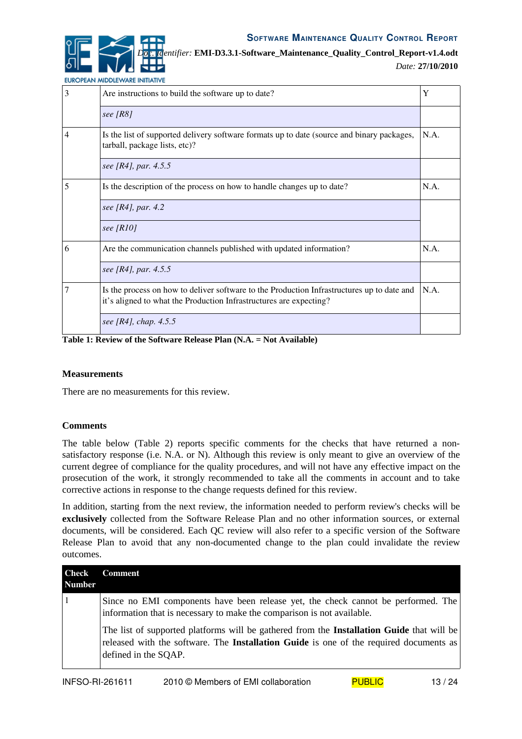| | | |
|---|---|---|
| 3 | Are instructions to build the software up to date? | Y |
| | *see [R8]* | |
| 4 | Is the list of supported delivery software formats up to date (source and binary packages, tarball, package lists, etc)? | N.A. |
| | *see [R4], par. 4.5.5* | |
| 5 | Is the description of the process on how to handle changes up to date? | N.A. |
| | *see [R4], par. 4.2* | |
| | *see [R10]* | |
| 6 | Are the communication channels published with updated information? | N.A. |
| | *see [R4], par. 4.5.5* | |
| 7 | Is the process on how to deliver software to the Production Infrastructures up to date and it's aligned to what the Production Infrastructures are expecting? | N.A. |
| | *see [R4], chap. 4.5.5* | |

**Table 1: Review of the Software Release Plan (N.A. = Not Available)**

#### Measurements

There are no measurements for this review.

#### Comments

The table below (Table 2) reports specific comments for the checks that have returned a non-satisfactory response (i.e. N.A. or N). Although this review is only meant to give an overview of the current degree of compliance for the quality procedures, and will not have any effective impact on the prosecution of the work, it strongly recommended to take all the comments in account and to take corrective actions in response to the change requests defined for this review.

In addition, starting from the next review, the information needed to perform review's checks will be **exclusively** collected from the Software Release Plan and no other information sources, or external documents, will be considered. Each QC review will also refer to a specific version of the Software Release Plan to avoid that any non-documented change to the plan could invalidate the review outcomes.

| Check Number | Comment |
|---|---|
| 1 | Since no EMI components have been release yet, the check cannot be performed. The information that is necessary to make the comparison is not available.<br><br>The list of supported platforms will be gathered from the **Installation Guide** that will be released with the software. The **Installation Guide** is one of the required documents as defined in the SQAP. |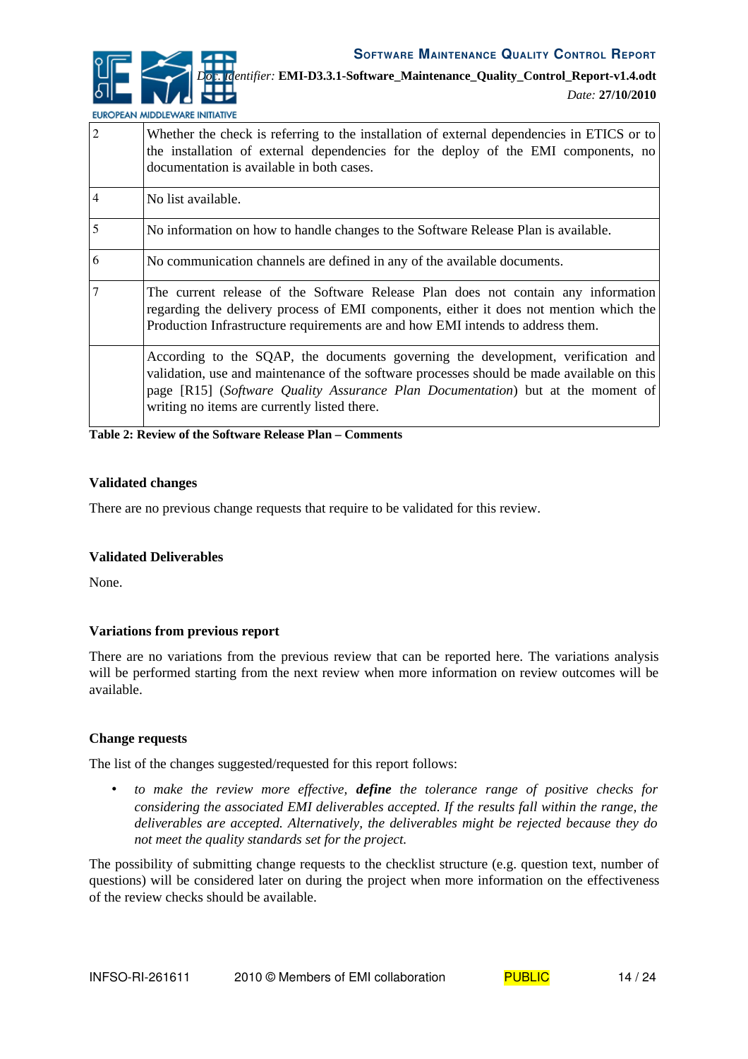| | |
|---|---|
| 2 | Whether the check is referring to the installation of external dependencies in ETICS or to the installation of external dependencies for the deploy of the EMI components, no documentation is available in both cases. |
| 4 | No list available. |
| 5 | No information on how to handle changes to the Software Release Plan is available. |
| 6 | No communication channels are defined in any of the available documents. |
| 7 | The current release of the Software Release Plan does not contain any information regarding the delivery process of EMI components, either it does not mention which the Production Infrastructure requirements are and how EMI intends to address them. |
| | According to the SQAP, the documents governing the development, verification and validation, use and maintenance of the software processes should be made available on this page [R15] (*Software Quality Assurance Plan Documentation*) but at the moment of writing no items are currently listed there. |

**Table 2: Review of the Software Release Plan – Comments**

#### Validated changes

There are no previous change requests that require to be validated for this review.

#### Validated Deliverables

None.

#### Variations from previous report

There are no variations from the previous review that can be reported here. The variations analysis will be performed starting from the next review when more information on review outcomes will be available.

#### Change requests

The list of the changes suggested/requested for this report follows:

- *to make the review more effective, **define** the tolerance range of positive checks for considering the associated EMI deliverables accepted. If the results fall within the range, the deliverables are accepted. Alternatively, the deliverables might be rejected because they do not meet the quality standards set for the project.*

The possibility of submitting change requests to the checklist structure (e.g. question text, number of questions) will be considered later on during the project when more information on the effectiveness of the review checks should be available.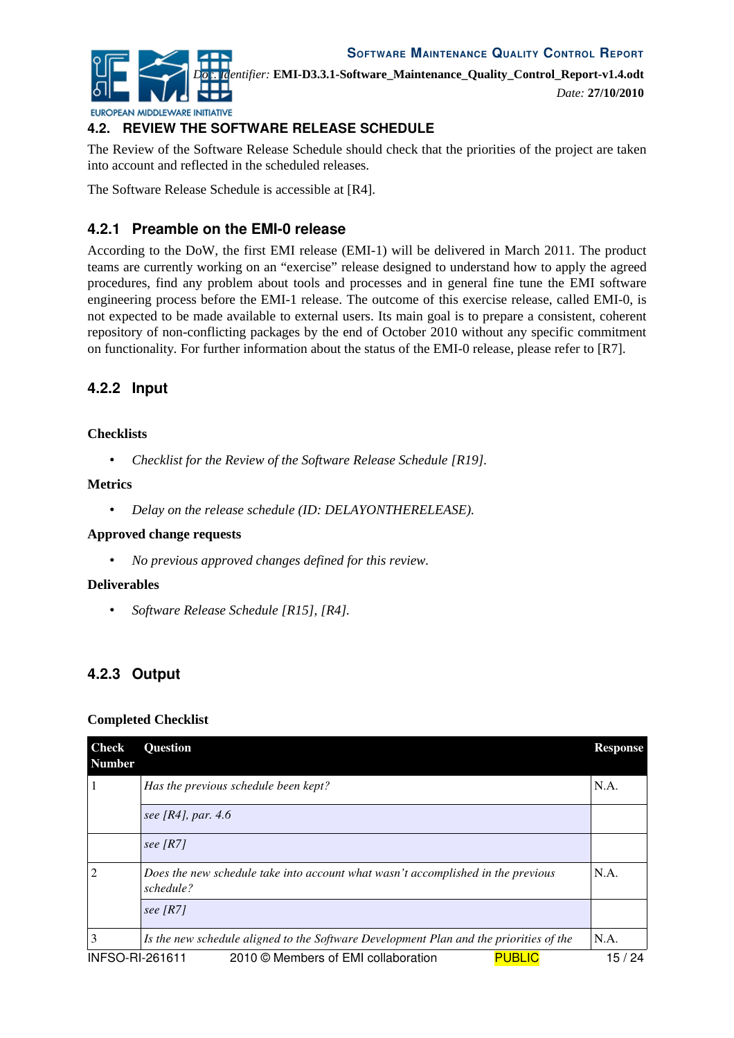## 4.2. REVIEW THE SOFTWARE RELEASE SCHEDULE

The Review of the Software Release Schedule should check that the priorities of the project are taken into account and reflected in the scheduled releases.

The Software Release Schedule is accessible at [R4].

### 4.2.1 Preamble on the EMI-0 release

According to the DoW, the first EMI release (EMI-1) will be delivered in March 2011. The product teams are currently working on an "exercise" release designed to understand how to apply the agreed procedures, find any problem about tools and processes and in general fine tune the EMI software engineering process before the EMI-1 release. The outcome of this exercise release, called EMI-0, is not expected to be made available to external users. Its main goal is to prepare a consistent, coherent repository of non-conflicting packages by the end of October 2010 without any specific commitment on functionality. For further information about the status of the EMI-0 release, please refer to [R7].

### 4.2.2 Input

**Checklists**

- *Checklist for the Review of the Software Release Schedule [R19].*

**Metrics**

- *Delay on the release schedule (ID: DELAYONTHERELEASE).*

**Approved change requests**

- *No previous approved changes defined for this review.*

**Deliverables**

- *Software Release Schedule [R15], [R4].*

### 4.2.3 Output

**Completed Checklist**

| Check Number | Question | Response |
|---|---|---|
| 1 | *Has the previous schedule been kept?* | N.A. |
| | *see [R4], par. 4.6* | |
| | *see [R7]* | |
| 2 | *Does the new schedule take into account what wasn't accomplished in the previous schedule?* | N.A. |
| | *see [R7]* | |
| 3 | *Is the new schedule aligned to the Software Development Plan and the priorities of the* | N.A. |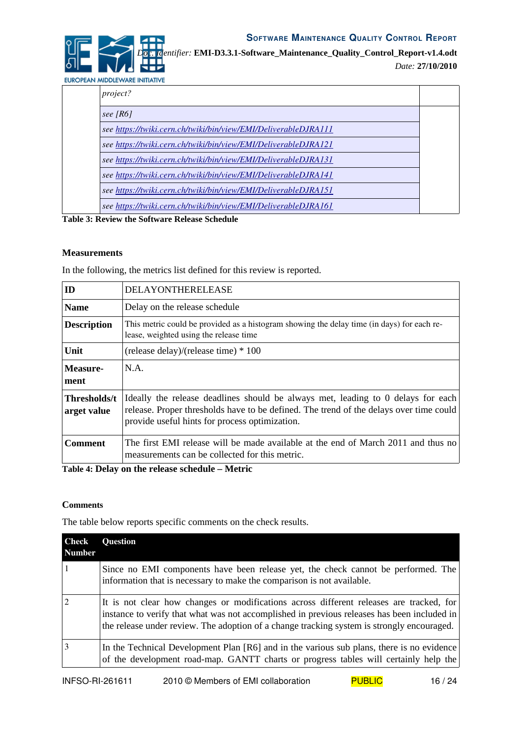| | | |
|---|---|---|
| | *project?* | |
| | *see [R6]* | |
| | *see https://twiki.cern.ch/twiki/bin/view/EMI/DeliverableDJRA111* | |
| | *see https://twiki.cern.ch/twiki/bin/view/EMI/DeliverableDJRA121* | |
| | *see https://twiki.cern.ch/twiki/bin/view/EMI/DeliverableDJRA131* | |
| | *see https://twiki.cern.ch/twiki/bin/view/EMI/DeliverableDJRA141* | |
| | *see https://twiki.cern.ch/twiki/bin/view/EMI/DeliverableDJRA151* | |
| | *see https://twiki.cern.ch/twiki/bin/view/EMI/DeliverableDJRA161* | |

**Table 3: Review the Software Release Schedule**

**Measurements**

In the following, the metrics list defined for this review is reported.

| **ID** | DELAYONTHERELEASE |
|---|---|
| **Name** | Delay on the release schedule |
| **Description** | This metric could be provided as a histogram showing the delay time (in days) for each release, weighted using the release time |
| **Unit** | (release delay)/(release time) * 100 |
| **Measurement** | N.A. |
| **Thresholds/target value** | Ideally the release deadlines should be always met, leading to 0 delays for each release. Proper thresholds have to be defined. The trend of the delays over time could provide useful hints for process optimization. |
| **Comment** | The first EMI release will be made available at the end of March 2011 and thus no measurements can be collected for this metric. |

**Table 4: Delay on the release schedule – Metric**

**Comments**

The table below reports specific comments on the check results.

| Check Number | Question |
|---|---|
| 1 | Since no EMI components have been release yet, the check cannot be performed. The information that is necessary to make the comparison is not available. |
| 2 | It is not clear how changes or modifications across different releases are tracked, for instance to verify that what was not accomplished in previous releases has been included in the release under review. The adoption of a change tracking system is strongly encouraged. |
| 3 | In the Technical Development Plan [R6] and in the various sub plans, there is no evidence of the development road-map. GANTT charts or progress tables will certainly help the |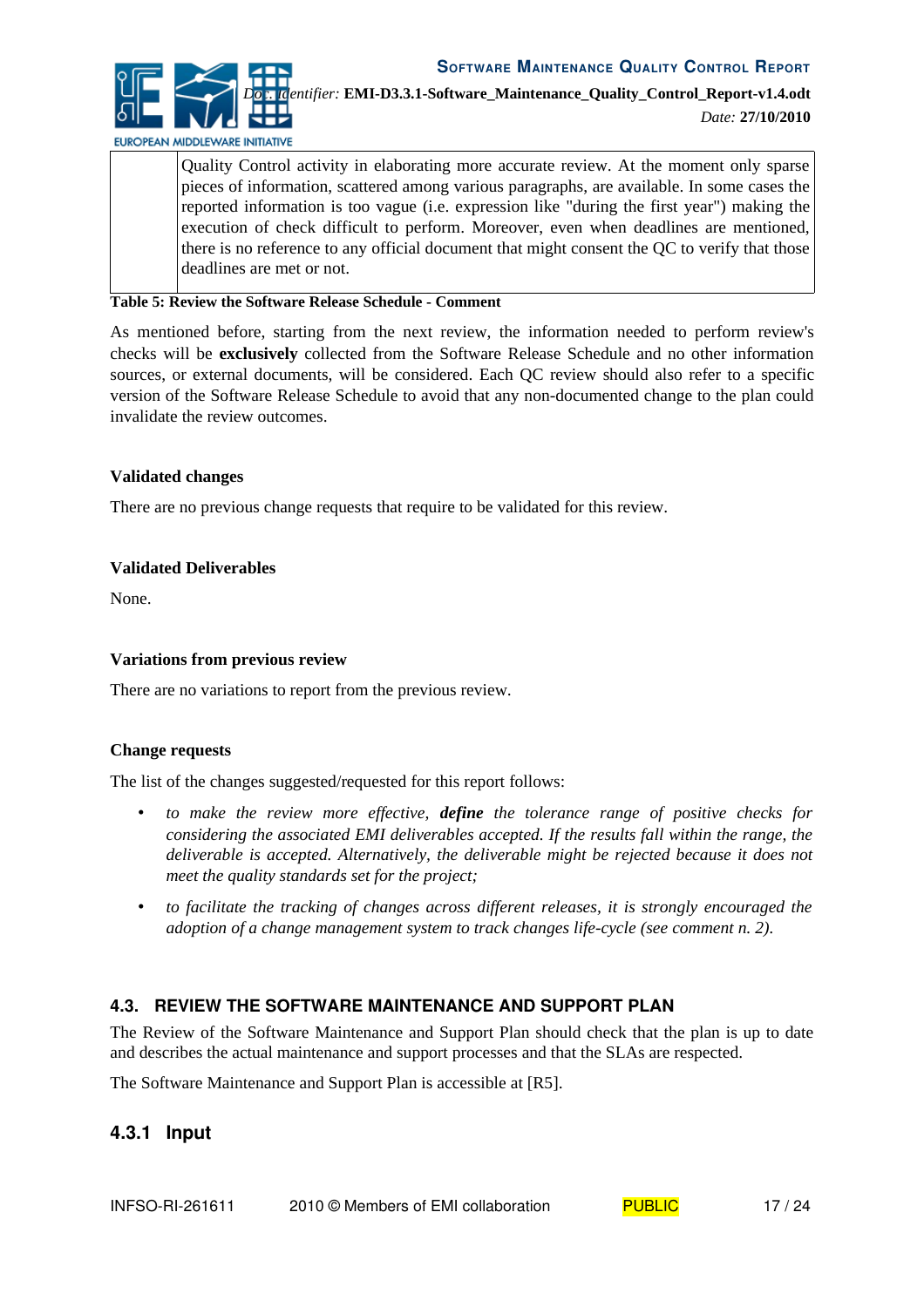| | Quality Control activity in elaborating more accurate review. At the moment only sparse pieces of information, scattered among various paragraphs, are available. In some cases the reported information is too vague (i.e. expression like "during the first year") making the execution of check difficult to perform. Moreover, even when deadlines are mentioned, there is no reference to any official document that might consent the QC to verify that those deadlines are met or not. |
|---|---|

**Table 5: Review the Software Release Schedule - Comment**

As mentioned before, starting from the next review, the information needed to perform review's checks will be **exclusively** collected from the Software Release Schedule and no other information sources, or external documents, will be considered. Each QC review should also refer to a specific version of the Software Release Schedule to avoid that any non-documented change to the plan could invalidate the review outcomes.

**Validated changes**

There are no previous change requests that require to be validated for this review.

**Validated Deliverables**

None.

**Variations from previous review**

There are no variations to report from the previous review.

**Change requests**

The list of the changes suggested/requested for this report follows:

- *to make the review more effective, **define** the tolerance range of positive checks for considering the associated EMI deliverables accepted. If the results fall within the range, the deliverable is accepted. Alternatively, the deliverable might be rejected because it does not meet the quality standards set for the project;*
- *to facilitate the tracking of changes across different releases, it is strongly encouraged the adoption of a change management system to track changes life-cycle (see comment n. 2).*

## 4.3. REVIEW THE SOFTWARE MAINTENANCE AND SUPPORT PLAN

The Review of the Software Maintenance and Support Plan should check that the plan is up to date and describes the actual maintenance and support processes and that the SLAs are respected.

The Software Maintenance and Support Plan is accessible at [R5].

### 4.3.1 Input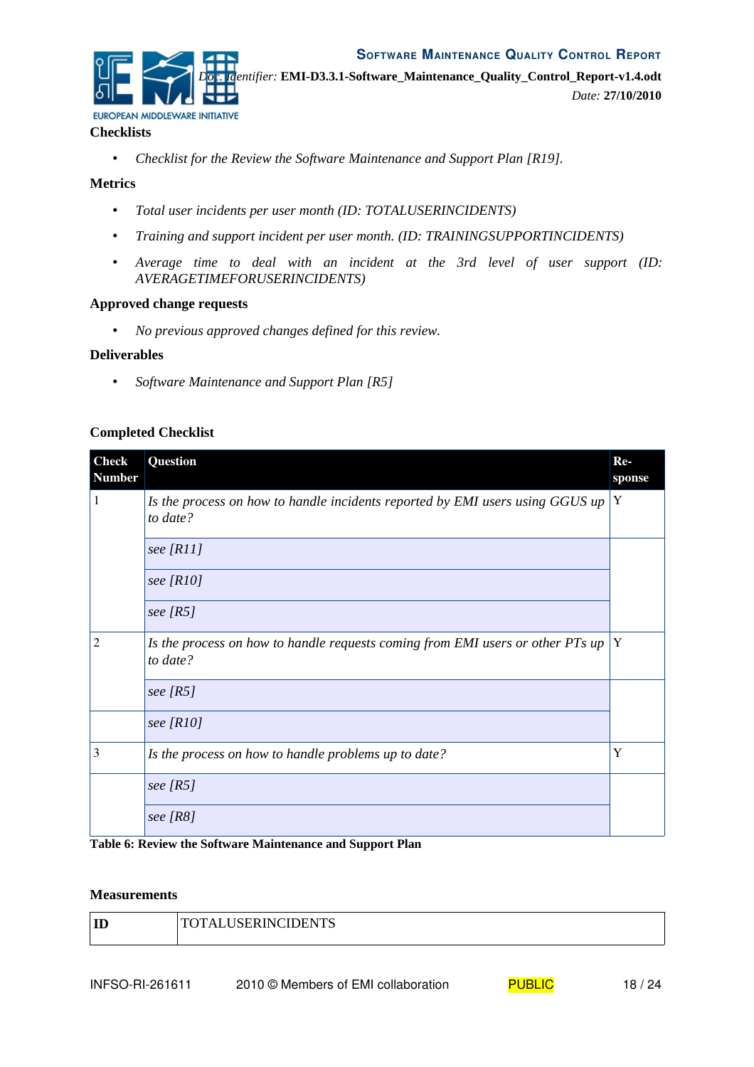**Checklists**

- *Checklist for the Review the Software Maintenance and Support Plan [R19].*

**Metrics**

- *Total user incidents per user month (ID: TOTALUSERINCIDENTS)*
- *Training and support incident per user month. (ID: TRAININGSUPPORTINCIDENTS)*
- *Average time to deal with an incident at the 3rd level of user support (ID: AVERAGETIMEFORUSERINCIDENTS)*

**Approved change requests**

- *No previous approved changes defined for this review.*

**Deliverables**

- *Software Maintenance and Support Plan [R5]*

**Completed Checklist**

| Check Number | Question | Re-sponse |
|---|---|---|
| 1 | *Is the process on how to handle incidents reported by EMI users using GGUS up to date?* | Y |
| | *see [R11]* | |
| | *see [R10]* | |
| | *see [R5]* | |
| 2 | *Is the process on how to handle requests coming from EMI users or other PTs up to date?* | Y |
| | *see [R5]* | |
| | *see [R10]* | |
| 3 | *Is the process on how to handle problems up to date?* | Y |
| | *see [R5]* | |
| | *see [R8]* | |

**Table 6: Review the Software Maintenance and Support Plan**

**Measurements**

| **ID** | TOTALUSERINCIDENTS |
|---|---|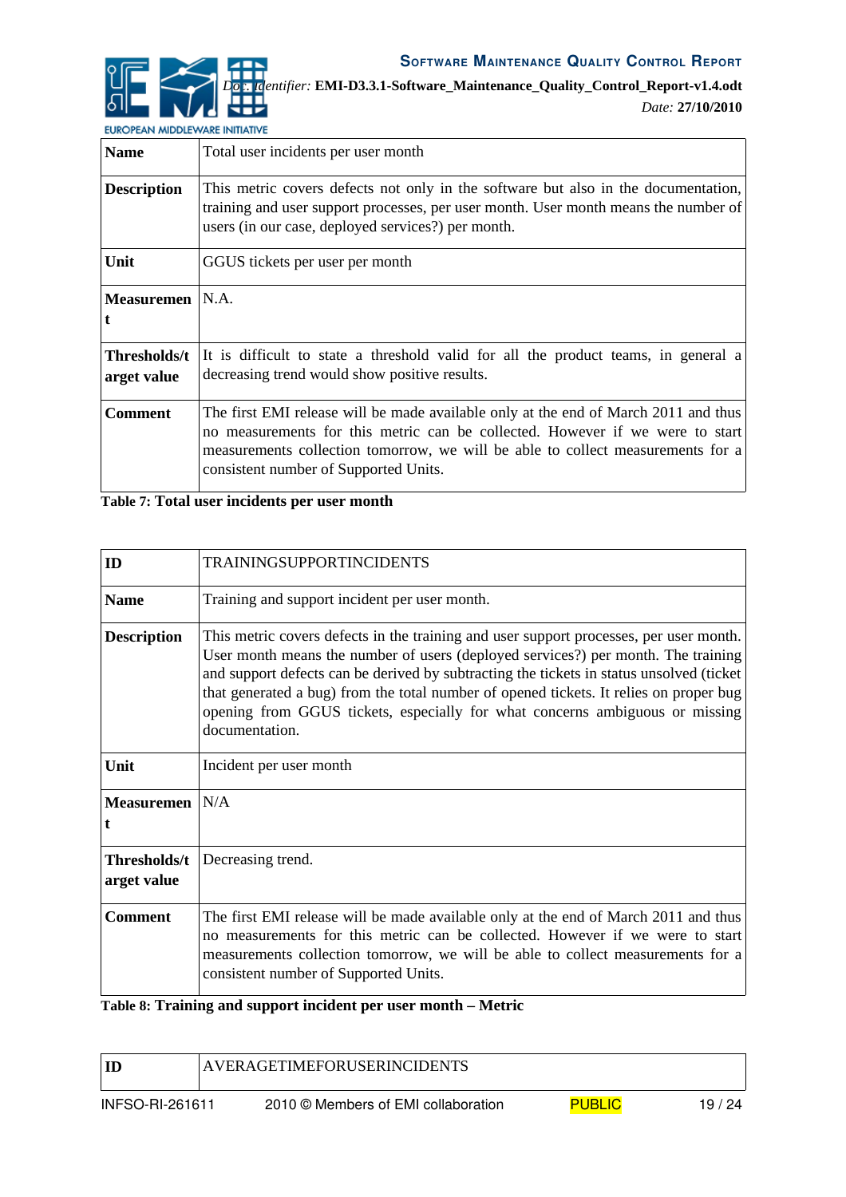| Name | Total user incidents per user month |
|---|---|
| Description | This metric covers defects not only in the software but also in the documentation, training and user support processes, per user month. User month means the number of users (in our case, deployed services?) per month. |
| Unit | GGUS tickets per user per month |
| Measurement | N.A. |
| Thresholds/target value | It is difficult to state a threshold valid for all the product teams, in general a decreasing trend would show positive results. |
| Comment | The first EMI release will be made available only at the end of March 2011 and thus no measurements for this metric can be collected. However if we were to start measurements collection tomorrow, we will be able to collect measurements for a consistent number of Supported Units. |

**Table 7: Total user incidents per user month**

| ID | TRAININGSUPPORTINCIDENTS |
|---|---|
| Name | Training and support incident per user month. |
| Description | This metric covers defects in the training and user support processes, per user month. User month means the number of users (deployed services?) per month. The training and support defects can be derived by subtracting the tickets in status unsolved (ticket that generated a bug) from the total number of opened tickets. It relies on proper bug opening from GGUS tickets, especially for what concerns ambiguous or missing documentation. |
| Unit | Incident per user month |
| Measurement | N/A |
| Thresholds/target value | Decreasing trend. |
| Comment | The first EMI release will be made available only at the end of March 2011 and thus no measurements for this metric can be collected. However if we were to start measurements collection tomorrow, we will be able to collect measurements for a consistent number of Supported Units. |

**Table 8: Training and support incident per user month – Metric**

| ID | AVERAGETIMEFORUSERINCIDENTS |
|---|---|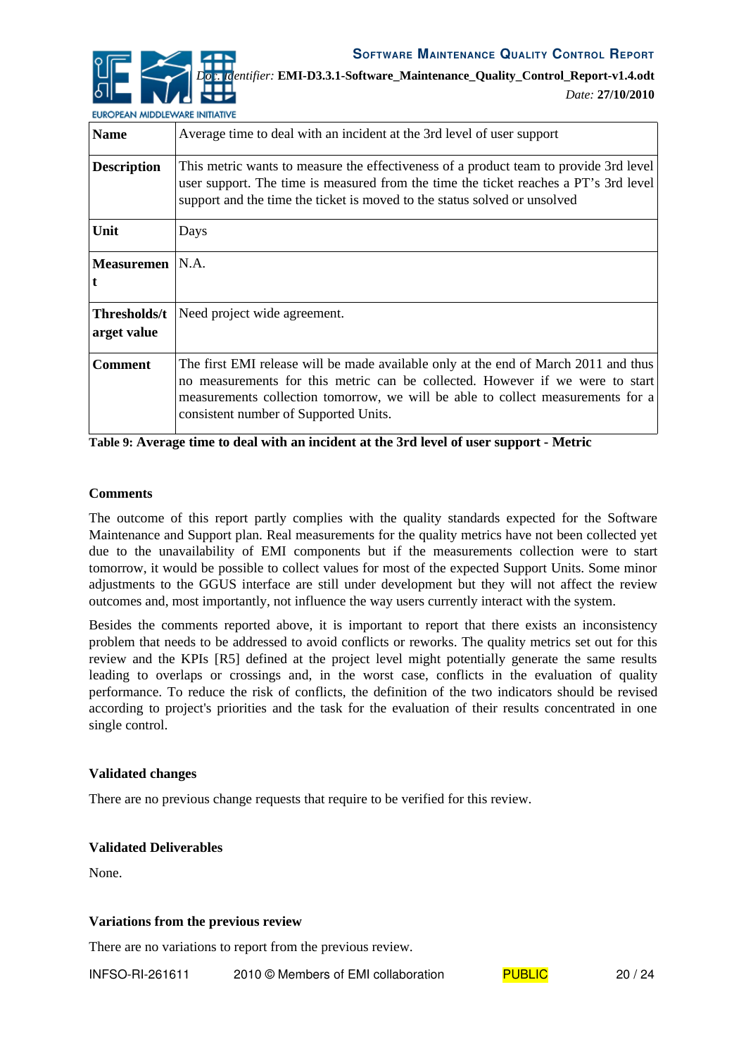| Name | Average time to deal with an incident at the 3rd level of user support |
|---|---|
| Description | This metric wants to measure the effectiveness of a product team to provide 3rd level user support. The time is measured from the time the ticket reaches a PT's 3rd level support and the time the ticket is moved to the status solved or unsolved |
| Unit | Days |
| Measurement | N.A. |
| Thresholds/target value | Need project wide agreement. |
| Comment | The first EMI release will be made available only at the end of March 2011 and thus no measurements for this metric can be collected. However if we were to start measurements collection tomorrow, we will be able to collect measurements for a consistent number of Supported Units. |

**Table 9: Average time to deal with an incident at the 3rd level of user support - Metric**

**Comments**

The outcome of this report partly complies with the quality standards expected for the Software Maintenance and Support plan. Real measurements for the quality metrics have not been collected yet due to the unavailability of EMI components but if the measurements collection were to start tomorrow, it would be possible to collect values for most of the expected Support Units. Some minor adjustments to the GGUS interface are still under development but they will not affect the review outcomes and, most importantly, not influence the way users currently interact with the system.

Besides the comments reported above, it is important to report that there exists an inconsistency problem that needs to be addressed to avoid conflicts or reworks. The quality metrics set out for this review and the KPIs [R5] defined at the project level might potentially generate the same results leading to overlaps or crossings and, in the worst case, conflicts in the evaluation of quality performance. To reduce the risk of conflicts, the definition of the two indicators should be revised according to project's priorities and the task for the evaluation of their results concentrated in one single control.

**Validated changes**

There are no previous change requests that require to be verified for this review.

**Validated Deliverables**

None.

**Variations from the previous review**

There are no variations to report from the previous review.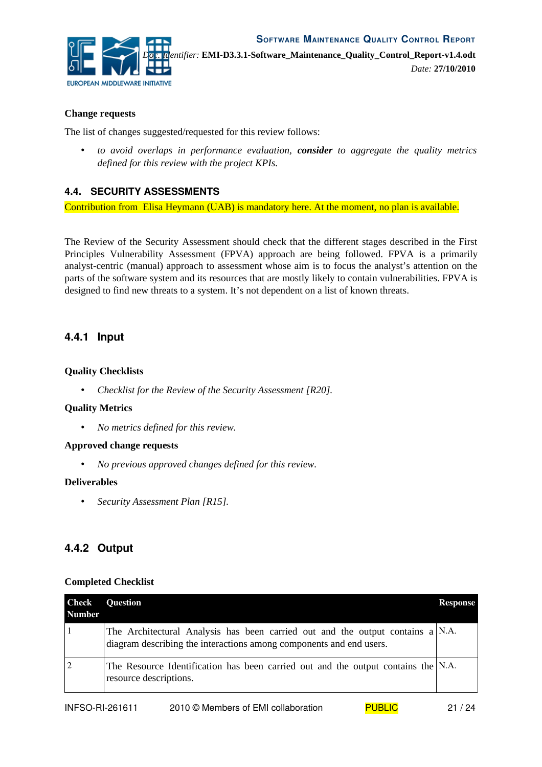**Change requests**

The list of changes suggested/requested for this review follows:

- *to avoid overlaps in performance evaluation, **consider** to aggregate the quality metrics defined for this review with the project KPIs.*

## 4.4. SECURITY ASSESSMENTS

Contribution from Elisa Heymann (UAB) is mandatory here. At the moment, no plan is available.

The Review of the Security Assessment should check that the different stages described in the First Principles Vulnerability Assessment (FPVA) approach are being followed. FPVA is a primarily analyst-centric (manual) approach to assessment whose aim is to focus the analyst's attention on the parts of the software system and its resources that are mostly likely to contain vulnerabilities. FPVA is designed to find new threats to a system. It's not dependent on a list of known threats.

### 4.4.1 Input

**Quality Checklists**

- *Checklist for the Review of the Security Assessment [R20].*

**Quality Metrics**

- *No metrics defined for this review.*

**Approved change requests**

- *No previous approved changes defined for this review.*

**Deliverables**

- *Security Assessment Plan [R15].*

### 4.4.2 Output

**Completed Checklist**

| Check Number | Question | Response |
|---|---|---|
| 1 | The Architectural Analysis has been carried out and the output contains a diagram describing the interactions among components and end users. | N.A. |
| 2 | The Resource Identification has been carried out and the output contains the resource descriptions. | N.A. |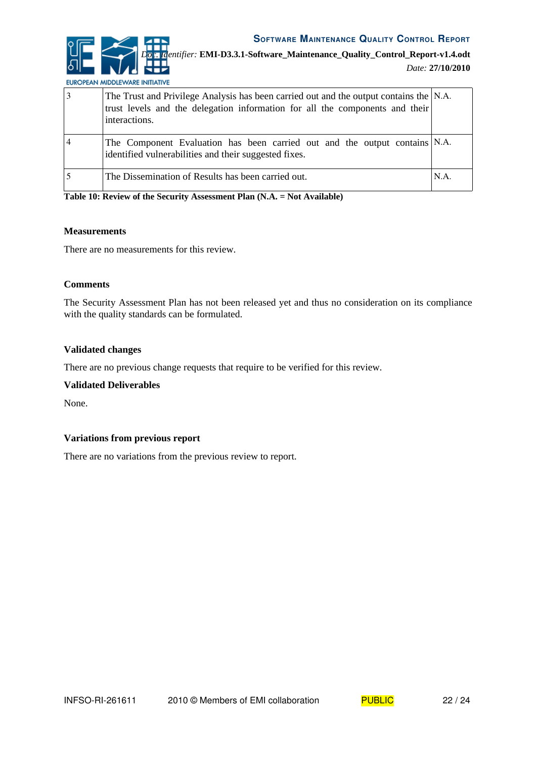| 3 | The Trust and Privilege Analysis has been carried out and the output contains the trust levels and the delegation information for all the components and their interactions. | N.A. |
|---|---|---|
| 4 | The Component Evaluation has been carried out and the output contains identified vulnerabilities and their suggested fixes. | N.A. |
| 5 | The Dissemination of Results has been carried out. | N.A. |

**Table 10: Review of the Security Assessment Plan (N.A. = Not Available)**

**Measurements**

There are no measurements for this review.

**Comments**

The Security Assessment Plan has not been released yet and thus no consideration on its compliance with the quality standards can be formulated.

**Validated changes**

There are no previous change requests that require to be verified for this review.

**Validated Deliverables**

None.

**Variations from previous report**

There are no variations from the previous review to report.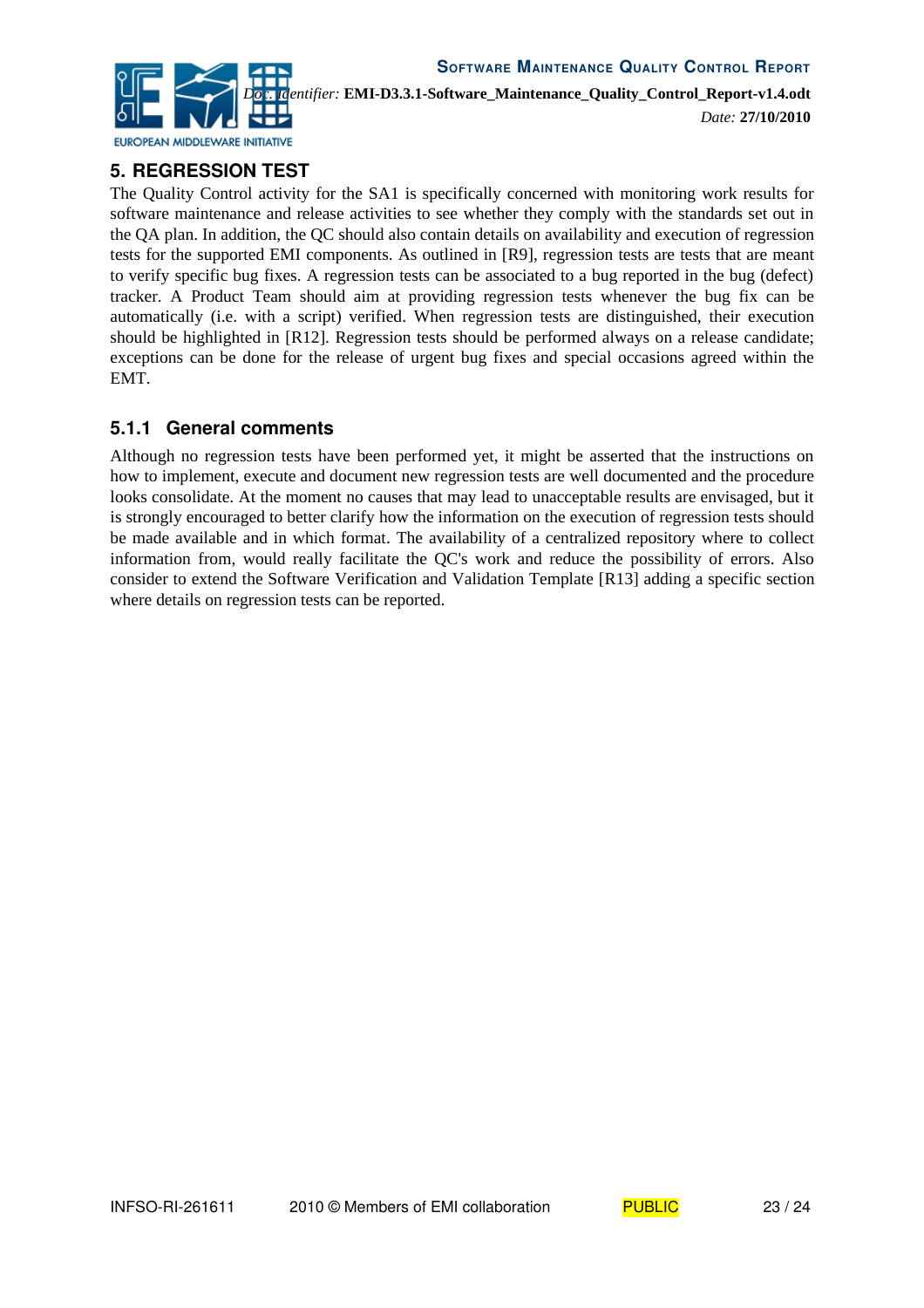# 5. REGRESSION TEST

The Quality Control activity for the SA1 is specifically concerned with monitoring work results for software maintenance and release activities to see whether they comply with the standards set out in the QA plan. In addition, the QC should also contain details on availability and execution of regression tests for the supported EMI components. As outlined in [R9], regression tests are tests that are meant to verify specific bug fixes. A regression tests can be associated to a bug reported in the bug (defect) tracker. A Product Team should aim at providing regression tests whenever the bug fix can be automatically (i.e. with a script) verified. When regression tests are distinguished, their execution should be highlighted in [R12]. Regression tests should be performed always on a release candidate; exceptions can be done for the release of urgent bug fixes and special occasions agreed within the EMT.

### 5.1.1 General comments

Although no regression tests have been performed yet, it might be asserted that the instructions on how to implement, execute and document new regression tests are well documented and the procedure looks consolidate. At the moment no causes that may lead to unacceptable results are envisaged, but it is strongly encouraged to better clarify how the information on the execution of regression tests should be made available and in which format. The availability of a centralized repository where to collect information from, would really facilitate the QC's work and reduce the possibility of errors. Also consider to extend the Software Verification and Validation Template [R13] adding a specific section where details on regression tests can be reported.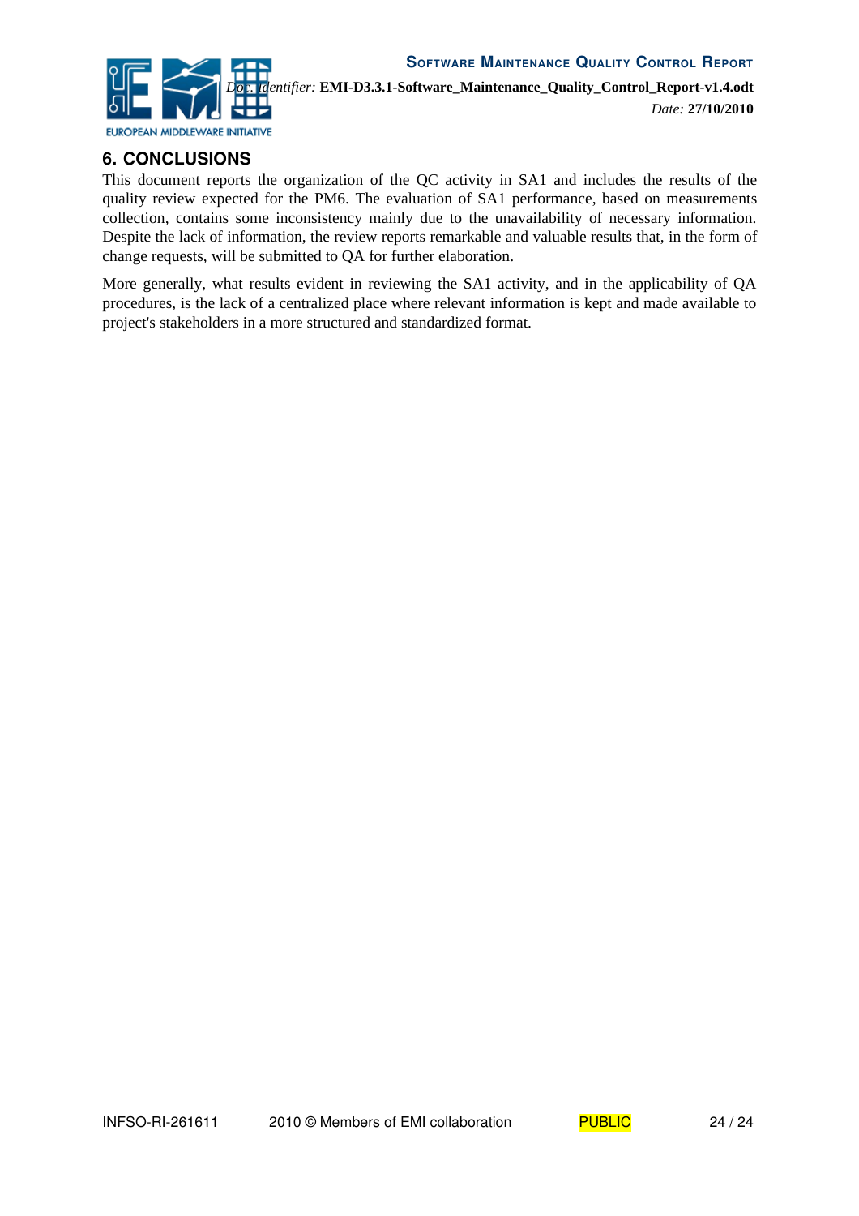# 6. CONCLUSIONS

This document reports the organization of the QC activity in SA1 and includes the results of the quality review expected for the PM6. The evaluation of SA1 performance, based on measurements collection, contains some inconsistency mainly due to the unavailability of necessary information. Despite the lack of information, the review reports remarkable and valuable results that, in the form of change requests, will be submitted to QA for further elaboration.

More generally, what results evident in reviewing the SA1 activity, and in the applicability of QA procedures, is the lack of a centralized place where relevant information is kept and made available to project's stakeholders in a more structured and standardized format.